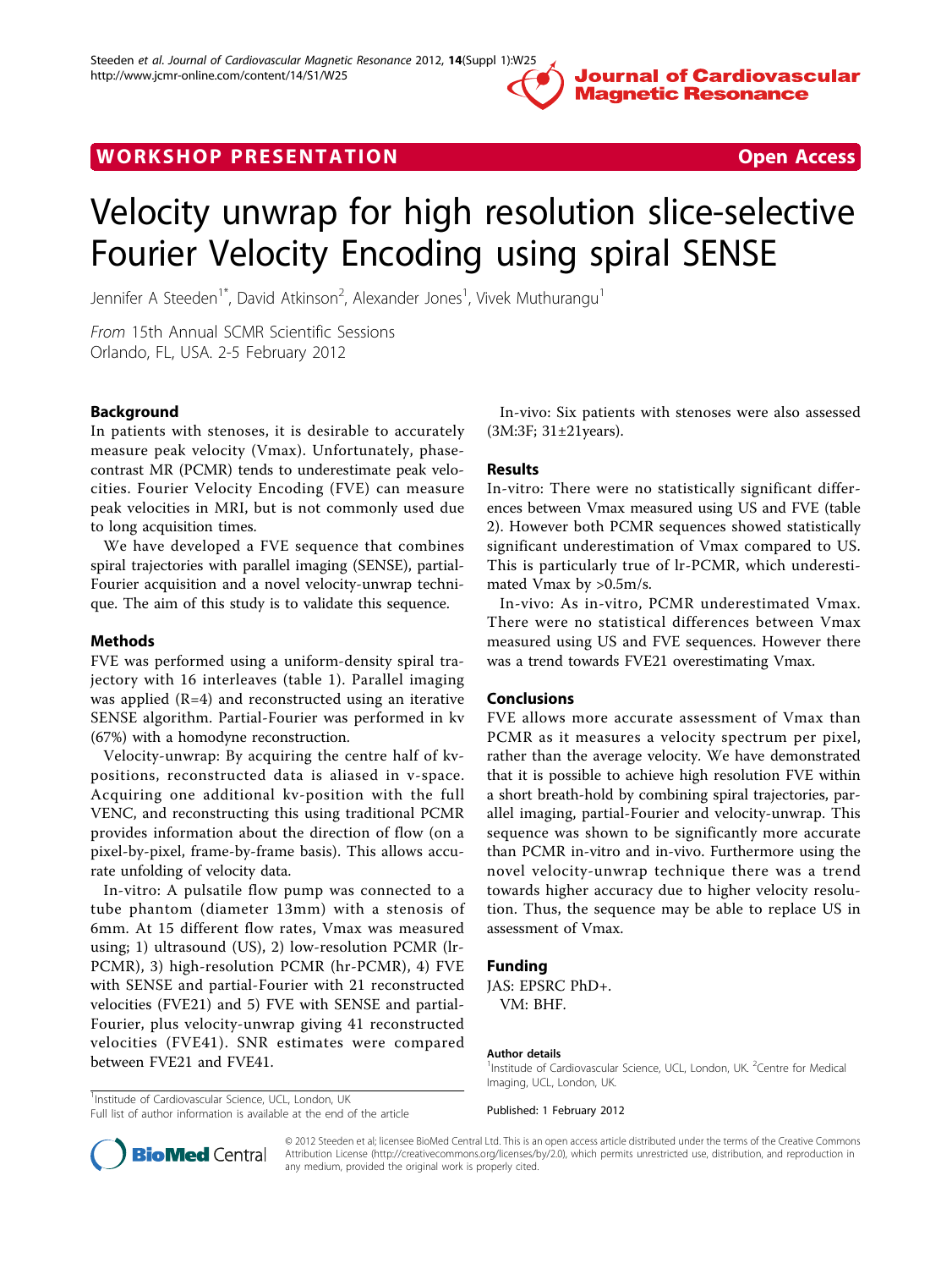WORKSHOP PRESENTATION Open Access

# Velocity unwrap for high resolution slice-selective Fourier Velocity Encoding using spiral SENSE

Jennifer A Steeden[1*], David Atkinson[2], Alexander Jones[1], Vivek Muthurangu[1]

*From* 15th Annual SCMR Scientific Sessions
Orlando, FL, USA. 2-5 February 2012

## Background

In patients with stenoses, it is desirable to accurately measure peak velocity (Vmax). Unfortunately, phase-contrast MR (PCMR) tends to underestimate peak velocities. Fourier Velocity Encoding (FVE) can measure peak velocities in MRI, but is not commonly used due to long acquisition times.

We have developed a FVE sequence that combines spiral trajectories with parallel imaging (SENSE), partial-Fourier acquisition and a novel velocity-unwrap technique. The aim of this study is to validate this sequence.

## Methods

FVE was performed using a uniform-density spiral trajectory with 16 interleaves (table 1). Parallel imaging was applied (R=4) and reconstructed using an iterative SENSE algorithm. Partial-Fourier was performed in kv (67%) with a homodyne reconstruction.

Velocity-unwrap: By acquiring the centre half of kv-positions, reconstructed data is aliased in v-space. Acquiring one additional kv-position with the full VENC, and reconstructing this using traditional PCMR provides information about the direction of flow (on a pixel-by-pixel, frame-by-frame basis). This allows accurate unfolding of velocity data.

In-vitro: A pulsatile flow pump was connected to a tube phantom (diameter 13mm) with a stenosis of 6mm. At 15 different flow rates, Vmax was measured using; 1) ultrasound (US), 2) low-resolution PCMR (lr-PCMR), 3) high-resolution PCMR (hr-PCMR), 4) FVE with SENSE and partial-Fourier with 21 reconstructed velocities (FVE21) and 5) FVE with SENSE and partial-Fourier, plus velocity-unwrap giving 41 reconstructed velocities (FVE41). SNR estimates were compared between FVE21 and FVE41.

In-vivo: Six patients with stenoses were also assessed (3M:3F; 31±21years).

## Results

In-vitro: There were no statistically significant differences between Vmax measured using US and FVE (table 2). However both PCMR sequences showed statistically significant underestimation of Vmax compared to US. This is particularly true of lr-PCMR, which underestimated Vmax by >0.5m/s.

In-vivo: As in-vitro, PCMR underestimated Vmax. There were no statistical differences between Vmax measured using US and FVE sequences. However there was a trend towards FVE21 overestimating Vmax.

## Conclusions

FVE allows more accurate assessment of Vmax than PCMR as it measures a velocity spectrum per pixel, rather than the average velocity. We have demonstrated that it is possible to achieve high resolution FVE within a short breath-hold by combining spiral trajectories, parallel imaging, partial-Fourier and velocity-unwrap. This sequence was shown to be significantly more accurate than PCMR in-vitro and in-vivo. Furthermore using the novel velocity-unwrap technique there was a trend towards higher accuracy due to higher velocity resolution. Thus, the sequence may be able to replace US in assessment of Vmax.

## Funding

JAS: EPSRC PhD+.
VM: BHF.

### Author details

[1]Institute of Cardiovascular Science, UCL, London, UK. [2]Centre for Medical Imaging, UCL, London, UK.

Published: 1 February 2012

[1]Institute of Cardiovascular Science, UCL, London, UK
Full list of author information is available at the end of the article

© 2012 Steeden et al; licensee BioMed Central Ltd. This is an open access article distributed under the terms of the Creative Commons Attribution License (http://creativecommons.org/licenses/by/2.0), which permits unrestricted use, distribution, and reproduction in any medium, provided the original work is properly cited.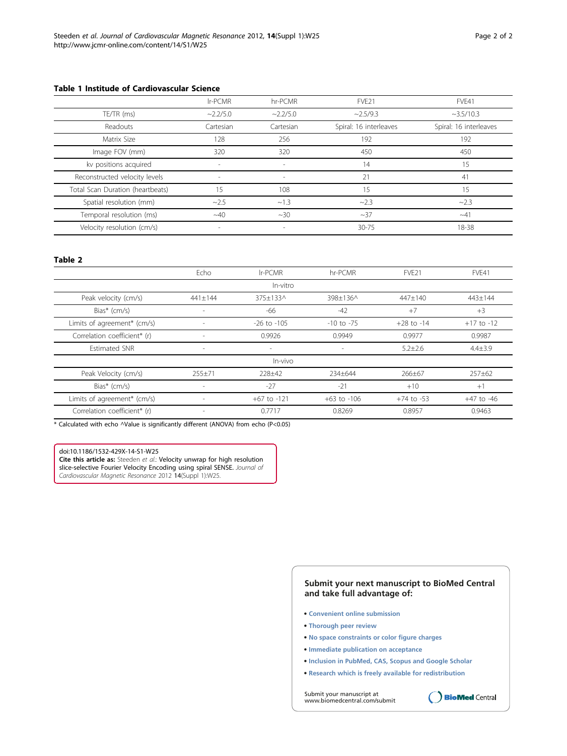**Table 1 Institude of Cardiovascular Science**

| | lr-PCMR | hr-PCMR | FVE21 | FVE41 |
|---|---|---|---|---|
| TE/TR (ms) | ~2.2/5.0 | ~2.2/5.0 | ~2.5/9.3 | ~3.5/10.3 |
| Readouts | Cartesian | Cartesian | Spiral: 16 interleaves | Spiral: 16 interleaves |
| Matrix Size | 128 | 256 | 192 | 192 |
| Image FOV (mm) | 320 | 320 | 450 | 450 |
| kv positions acquired | - | - | 14 | 15 |
| Reconstructed velocity levels | - | - | 21 | 41 |
| Total Scan Duration (heartbeats) | 15 | 108 | 15 | 15 |
| Spatial resolution (mm) | ~2.5 | ~1.3 | ~2.3 | ~2.3 |
| Temporal resolution (ms) | ~40 | ~30 | ~37 | ~41 |
| Velocity resolution (cm/s) | - | - | 30-75 | 18-38 |

**Table 2**

| | Echo | lr-PCMR | hr-PCMR | FVE21 | FVE41 |
|---|---|---|---|---|---|
| | | In-vitro | | | |
| Peak velocity (cm/s) | 441±144 | 375±133^ | 398±136^ | 447±140 | 443±144 |
| Bias* (cm/s) | - | -66 | -42 | +7 | +3 |
| Limits of agreement* (cm/s) | - | -26 to -105 | -10 to -75 | +28 to -14 | +17 to -12 |
| Correlation coefficient* (r) | - | 0.9926 | 0.9949 | 0.9977 | 0.9987 |
| Estimated SNR | - | - | - | 5.2±2.6 | 4.4±3.9 |
| | | In-vivo | | | |
| Peak Velocity (cm/s) | 255±71 | 228±42 | 234±644 | 266±67 | 257±62 |
| Bias* (cm/s) | - | -27 | -21 | +10 | +1 |
| Limits of agreement* (cm/s) | - | +67 to -121 | +63 to -106 | +74 to -53 | +47 to -46 |
| Correlation coefficient* (r) | - | 0.7717 | 0.8269 | 0.8957 | 0.9463 |

* Calculated with echo ^Value is significantly different (ANOVA) from echo ($P<0.05$)

doi:10.1186/1532-429X-14-S1-W25

**Cite this article as:** Steeden *et al.*: Velocity unwrap for high resolution slice-selective Fourier Velocity Encoding using spiral SENSE. *Journal of Cardiovascular Magnetic Resonance* 2012 **14**(Suppl 1):W25.

**Submit your next manuscript to BioMed Central and take full advantage of:**

- Convenient online submission
- Thorough peer review
- No space constraints or color figure charges
- Immediate publication on acceptance
- Inclusion in PubMed, CAS, Scopus and Google Scholar
- Research which is freely available for redistribution

Submit your manuscript at
www.biomedcentral.com/submit

BioMed Central